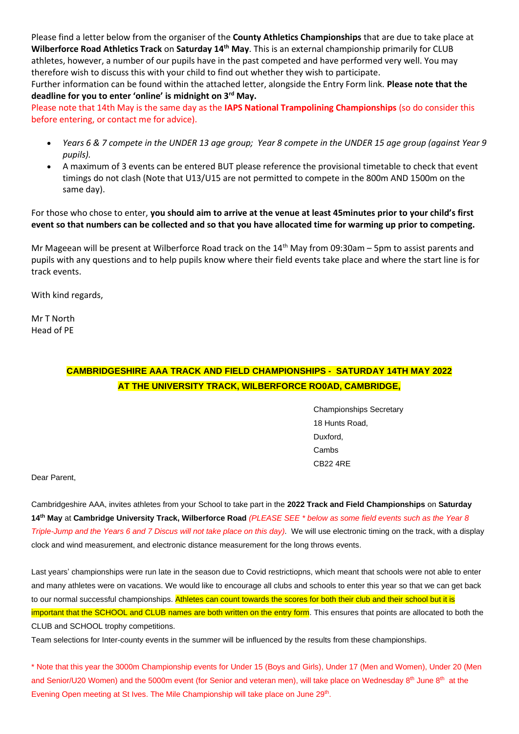Please find a letter below from the organiser of the **County Athletics Championships** that are due to take place at **Wilberforce Road Athletics Track** on **Saturday 14th May**. This is an external championship primarily for CLUB athletes, however, a number of our pupils have in the past competed and have performed very well. You may therefore wish to discuss this with your child to find out whether they wish to participate.
Further information can be found within the attached letter, alongside the Entry Form link. **Please note that the deadline for you to enter 'online' is midnight on 3rd May.**

Please note that 14th May is the same day as the **IAPS National Trampolining Championships** (so do consider this before entering, or contact me for advice).

- *Years 6 & 7 compete in the UNDER 13 age group; Year 8 compete in the UNDER 15 age group (against Year 9 pupils).*
- A maximum of 3 events can be entered BUT please reference the provisional timetable to check that event timings do not clash (Note that U13/U15 are not permitted to compete in the 800m AND 1500m on the same day).

For those who chose to enter, **you should aim to arrive at the venue at least 45minutes prior to your child's first event so that numbers can be collected and so that you have allocated time for warming up prior to competing.**

Mr Mageean will be present at Wilberforce Road track on the 14th May from 09:30am – 5pm to assist parents and pupils with any questions and to help pupils know where their field events take place and where the start line is for track events.

With kind regards,

Mr T North
Head of PE

## CAMBRIDGESHIRE AAA TRACK AND FIELD CHAMPIONSHIPS - SATURDAY 14TH MAY 2022
## AT THE UNIVERSITY TRACK, WILBERFORCE RO0AD, CAMBRIDGE,

Championships Secretary
18 Hunts Road,
Duxford,
Cambs
CB22 4RE

Dear Parent,

Cambridgeshire AAA, invites athletes from your School to take part in the **2022 Track and Field Championships** on **Saturday 14th May** at **Cambridge University Track, Wilberforce Road** *(PLEASE SEE * below as some field events such as the Year 8 Triple-Jump and the Years 6 and 7 Discus will not take place on this day)*. We will use electronic timing on the track, with a display clock and wind measurement, and electronic distance measurement for the long throws events.

Last years' championships were run late in the season due to Covid restrictiopns, which meant that schools were not able to enter and many athletes were on vacations. We would like to encourage all clubs and schools to enter this year so that we can get back to our normal successful championships. Athletes can count towards the scores for both their club and their school but it is important that the SCHOOL and CLUB names are both written on the entry form. This ensures that points are allocated to both the CLUB and SCHOOL trophy competitions.
Team selections for Inter-county events in the summer will be influenced by the results from these championships.

* Note that this year the 3000m Championship events for Under 15 (Boys and Girls), Under 17 (Men and Women), Under 20 (Men and Senior/U20 Women) and the 5000m event (for Senior and veteran men), will take place on Wednesday 8th June 8th at the Evening Open meeting at St Ives. The Mile Championship will take place on June 29th.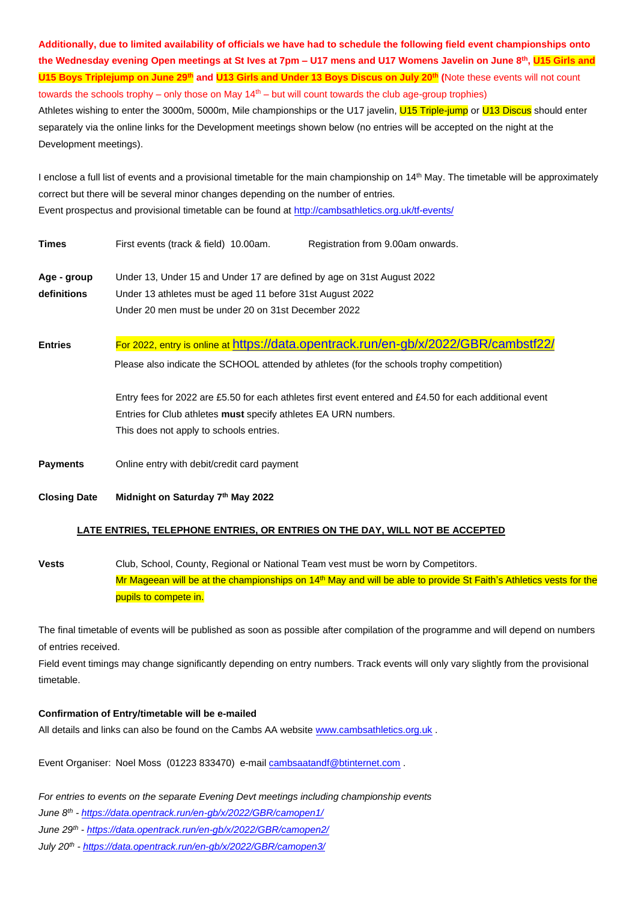**Additionally, due to limited availability of officials we have had to schedule the following field event championships onto the Wednesday evening Open meetings at St Ives at 7pm – U17 mens and U17 Womens Javelin on June 8th, U15 Girls and U15 Boys Triplejump on June 29th and U13 Girls and Under 13 Boys Discus on July 20th (**Note these events will not count towards the schools trophy – only those on May 14th – but will count towards the club age-group trophies)

Athletes wishing to enter the 3000m, 5000m, Mile championships or the U17 javelin, U15 Triple-jump or U13 Discus should enter separately via the online links for the Development meetings shown below (no entries will be accepted on the night at the Development meetings).

I enclose a full list of events and a provisional timetable for the main championship on 14th May. The timetable will be approximately correct but there will be several minor changes depending on the number of entries.
Event prospectus and provisional timetable can be found at http://cambsathletics.org.uk/tf-events/

**Times** First events (track & field) 10.00am. Registration from 9.00am onwards.

**Age - group definitions** Under 13, Under 15 and Under 17 are defined by age on 31st August 2022
Under 13 athletes must be aged 11 before 31st August 2022
Under 20 men must be under 20 on 31st December 2022

**Entries** For 2022, entry is online at https://data.opentrack.run/en-gb/x/2022/GBR/cambstf22/
Please also indicate the SCHOOL attended by athletes (for the schools trophy competition)

Entry fees for 2022 are £5.50 for each athletes first event entered and £4.50 for each additional event
Entries for Club athletes **must** specify athletes EA URN numbers.
This does not apply to schools entries.

**Payments** Online entry with debit/credit card payment

**Closing Date** **Midnight on Saturday 7th May 2022**

**LATE ENTRIES, TELEPHONE ENTRIES, OR ENTRIES ON THE DAY, WILL NOT BE ACCEPTED**

**Vests** Club, School, County, Regional or National Team vest must be worn by Competitors.
Mr Mageean will be at the championships on 14th May and will be able to provide St Faith's Athletics vests for the pupils to compete in.

The final timetable of events will be published as soon as possible after compilation of the programme and will depend on numbers of entries received.
Field event timings may change significantly depending on entry numbers. Track events will only vary slightly from the provisional timetable.

**Confirmation of Entry/timetable will be e-mailed**
All details and links can also be found on the Cambs AA website www.cambsathletics.org.uk .

Event Organiser: Noel Moss (01223 833470) e-mail cambsaatandf@btinternet.com .

*For entries to events on the separate Evening Devt meetings including championship events*
*June 8th - https://data.opentrack.run/en-gb/x/2022/GBR/camopen1/*
*June 29th - https://data.opentrack.run/en-gb/x/2022/GBR/camopen2/*
*July 20th - https://data.opentrack.run/en-gb/x/2022/GBR/camopen3/*